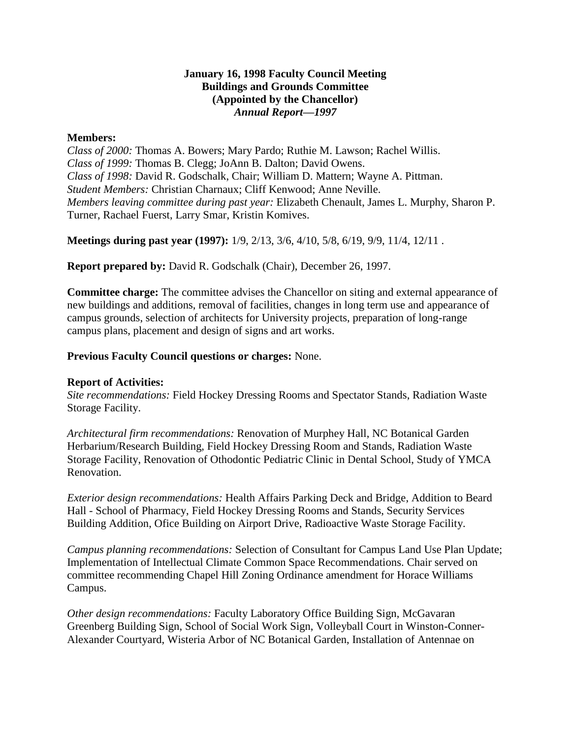**January 16, 1998 Faculty Council Meeting**
**Buildings and Grounds Committee**
**(Appointed by the Chancellor)**
***Annual Report—1997***

**Members:**
*Class of 2000:* Thomas A. Bowers; Mary Pardo; Ruthie M. Lawson; Rachel Willis.
*Class of 1999:* Thomas B. Clegg; JoAnn B. Dalton; David Owens.
*Class of 1998:* David R. Godschalk, Chair; William D. Mattern; Wayne A. Pittman.
*Student Members:* Christian Charnaux; Cliff Kenwood; Anne Neville.
*Members leaving committee during past year:* Elizabeth Chenault, James L. Murphy, Sharon P. Turner, Rachael Fuerst, Larry Smar, Kristin Komives.

**Meetings during past year (1997):** 1/9, 2/13, 3/6, 4/10, 5/8, 6/19, 9/9, 11/4, 12/11 .

**Report prepared by:** David R. Godschalk (Chair), December 26, 1997.

**Committee charge:** The committee advises the Chancellor on siting and external appearance of new buildings and additions, removal of facilities, changes in long term use and appearance of campus grounds, selection of architects for University projects, preparation of long-range campus plans, placement and design of signs and art works.

**Previous Faculty Council questions or charges:** None.

**Report of Activities:**
*Site recommendations:* Field Hockey Dressing Rooms and Spectator Stands, Radiation Waste Storage Facility.

*Architectural firm recommendations:* Renovation of Murphey Hall, NC Botanical Garden Herbarium/Research Building, Field Hockey Dressing Room and Stands, Radiation Waste Storage Facility, Renovation of Othodontic Pediatric Clinic in Dental School, Study of YMCA Renovation.

*Exterior design recommendations:* Health Affairs Parking Deck and Bridge, Addition to Beard Hall - School of Pharmacy, Field Hockey Dressing Rooms and Stands, Security Services Building Addition, Ofice Building on Airport Drive, Radioactive Waste Storage Facility.

*Campus planning recommendations:* Selection of Consultant for Campus Land Use Plan Update; Implementation of Intellectual Climate Common Space Recommendations. Chair served on committee recommending Chapel Hill Zoning Ordinance amendment for Horace Williams Campus.

*Other design recommendations:* Faculty Laboratory Office Building Sign, McGavaran Greenberg Building Sign, School of Social Work Sign, Volleyball Court in Winston-Conner-Alexander Courtyard, Wisteria Arbor of NC Botanical Garden, Installation of Antennae on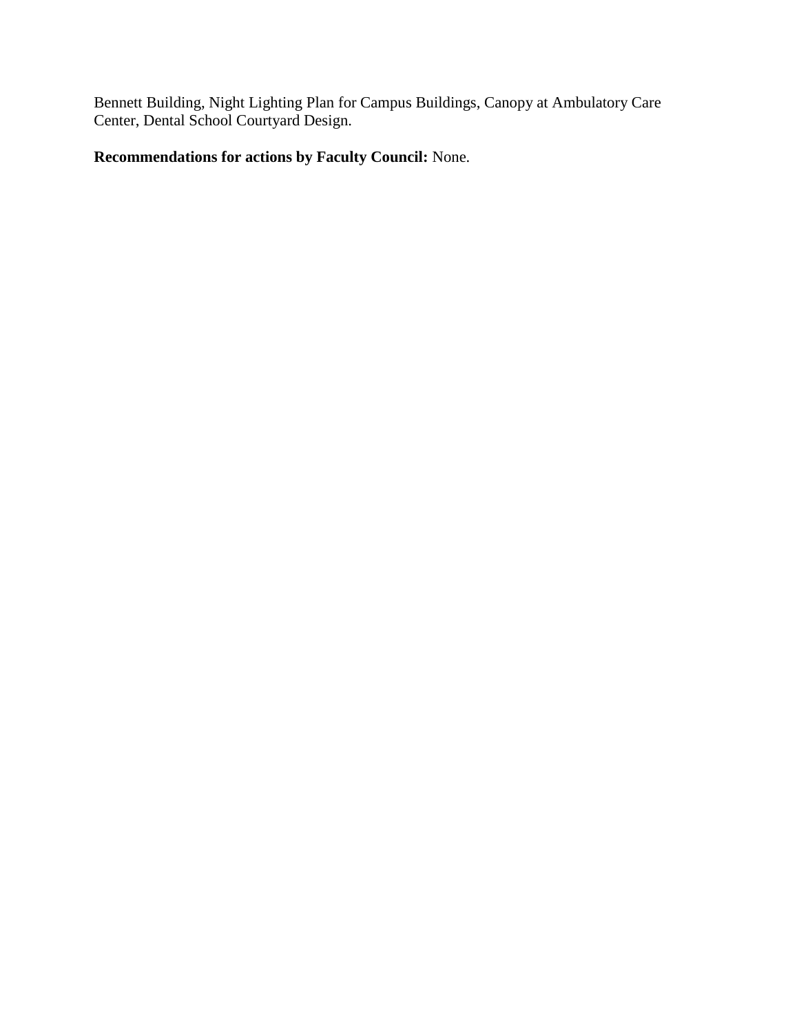Bennett Building, Night Lighting Plan for Campus Buildings, Canopy at Ambulatory Care Center, Dental School Courtyard Design.

**Recommendations for actions by Faculty Council:** None.